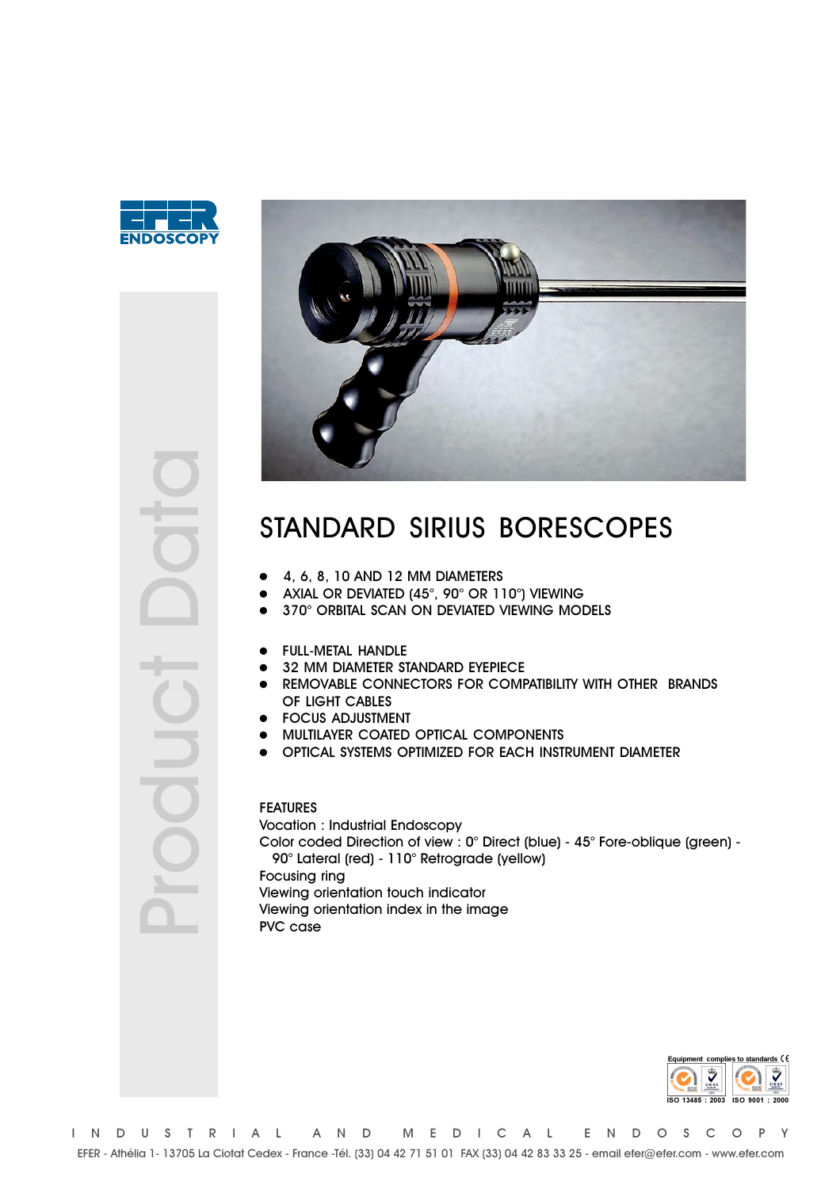EFER ENDOSCOPY

Product Data

# STANDARD SIRIUS BORESCOPES

- 4, 6, 8, 10 AND 12 MM DIAMETERS
- AXIAL OR DEVIATED (45°, 90° OR 110°) VIEWING
- 370° ORBITAL SCAN ON DEVIATED VIEWING MODELS

- FULL-METAL HANDLE
- 32 MM DIAMETER STANDARD EYEPIECE
- REMOVABLE CONNECTORS FOR COMPATIBILITY WITH OTHER BRANDS OF LIGHT CABLES
- FOCUS ADJUSTMENT
- MULTILAYER COATED OPTICAL COMPONENTS
- OPTICAL SYSTEMS OPTIMIZED FOR EACH INSTRUMENT DIAMETER

FEATURES

Vocation : Industrial Endoscopy

Color coded Direction of view : 0° Direct (blue) - 45° Fore-oblique (green) - 90° Lateral (red) - 110° Retrograde (yellow)

Focusing ring

Viewing orientation touch indicator

Viewing orientation index in the image

PVC case

Equipment complies to standards CE

ISO 13485 : 2003 ISO 9001 : 2000

INDUSTRIAL AND MEDICAL ENDOSCOPY

EFER - Athélia 1- 13705 La Ciotat Cedex - France -Tél. (33) 04 42 71 51 01 FAX (33) 04 42 83 33 25 - email efer@efer.com - www.efer.com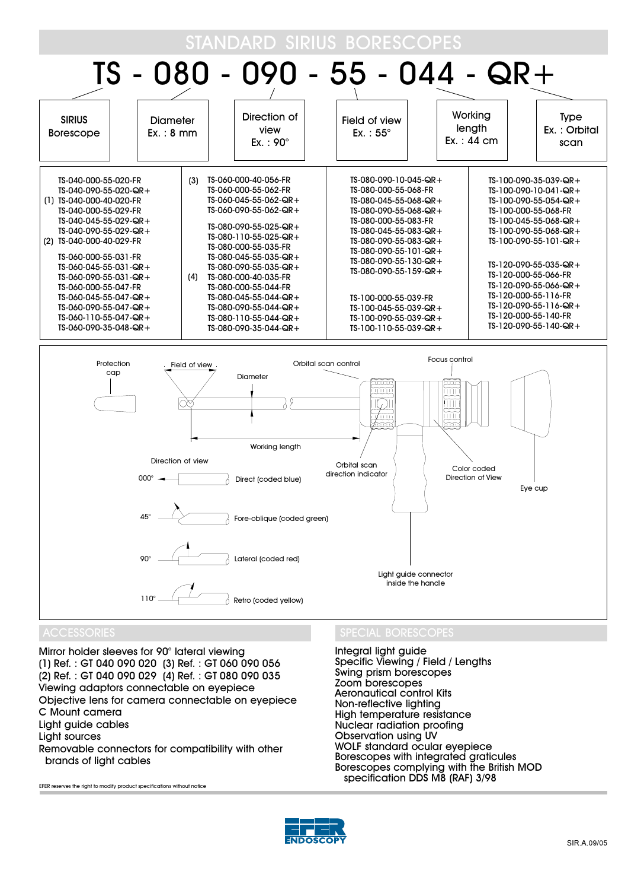# STANDARD SIRIUS BORESCOPES

## TS - 080 - 090 - 55 - 044 - QR+

| SIRIUS Borescope | Diameter Ex. : 8 mm | Direction of view Ex. : 90° | Field of view Ex. : 55° | Working length Ex. : 44 cm | Type Ex. : Orbital scan |
|---|---|---|---|---|---|

| | | | |
|---|---|---|---|
| TS-040-000-55-020-FR<br>TS-040-090-55-020-QR+<br>(1) TS-040-000-40-020-FR<br>TS-040-000-55-029-FR<br>TS-040-045-55-029-QR+<br>TS-040-090-55-029-QR+<br>(2) TS-040-000-40-029-FR<br><br>TS-060-000-55-031-FR<br>TS-060-045-55-031-QR+<br>TS-060-090-55-031-QR+<br>TS-060-000-55-047-FR<br>TS-060-045-55-047-QR+<br>TS-060-090-55-047-QR+<br>TS-060-110-55-047-QR+<br>TS-060-090-35-048-QR+ | (3) TS-060-000-40-056-FR<br>TS-060-000-55-062-FR<br>TS-060-045-55-062-QR+<br>TS-060-090-55-062-QR+<br><br>TS-080-090-55-025-QR+<br>TS-080-110-55-025-QR+<br>TS-080-000-55-035-FR<br>TS-080-045-55-035-QR+<br>TS-080-090-55-035-QR+<br>(4) TS-080-000-40-035-FR<br>TS-080-000-55-044-FR<br>TS-080-045-55-044-QR+<br>TS-080-090-55-044-QR+<br>TS-080-110-55-044-QR+<br>TS-080-090-35-044-QR+ | TS-080-090-10-045-QR+<br>TS-080-000-55-068-FR<br>TS-080-045-55-068-QR+<br>TS-080-090-55-068-QR+<br>TS-080-000-55-083-FR<br>TS-080-045-55-083-QR+<br>TS-080-090-55-083-QR+<br>TS-080-090-55-101-QR+<br>TS-080-090-55-130-QR+<br>TS-080-090-55-159-QR+<br><br>TS-100-000-55-039-FR<br>TS-100-045-55-039-QR+<br>TS-100-090-55-039-QR+<br>TS-100-110-55-039-QR+ | TS-100-090-35-039-QR+<br>TS-100-090-10-041-QR+<br>TS-100-090-55-054-QR+<br>TS-100-000-55-068-FR<br>TS-100-045-55-068-QR+<br>TS-100-090-55-068-QR+<br>TS-100-090-55-101-QR+<br><br>TS-120-090-55-035-QR+<br>TS-120-000-55-066-FR<br>TS-120-090-55-066-QR+<br>TS-120-000-55-116-FR<br>TS-120-090-55-116-QR+<br>TS-120-000-55-140-FR<br>TS-120-090-55-140-QR+ |

Protection cap
Field of view
Diameter
Orbital scan control
Focus control
Working length
Orbital scan direction indicator
Color coded Direction of View
Eye cup
Light guide connector inside the handle

Direction of view
000° Direct (coded blue)
45° Fore-oblique (coded green)
90° Lateral (coded red)
110° Retro (coded yellow)

## ACCESSORIES

Mirror holder sleeves for 90° lateral viewing
(1) Ref. : GT 040 090 020 (3) Ref. : GT 060 090 056
(2) Ref. : GT 040 090 029 (4) Ref. : GT 080 090 035
Viewing adaptors connectable on eyepiece
Objective lens for camera connectable on eyepiece
C Mount camera
Light guide cables
Light sources
Removable connectors for compatibility with other brands of light cables

## SPECIAL BORESCOPES

Integral light guide
Specific Viewing / Field / Lengths
Swing prism borescopes
Zoom borescopes
Aeronautical control Kits
Non-reflective lighting
High temperature resistance
Nuclear radiation proofing
Observation using UV
WOLF standard ocular eyepiece
Borescopes with integrated graticules
Borescopes complying with the British MOD specification DDS M8 (RAF) 3/98

EFER reserves the right to modify product specifications without notice

EFER ENDOSCOPY

SIR.A.09/05